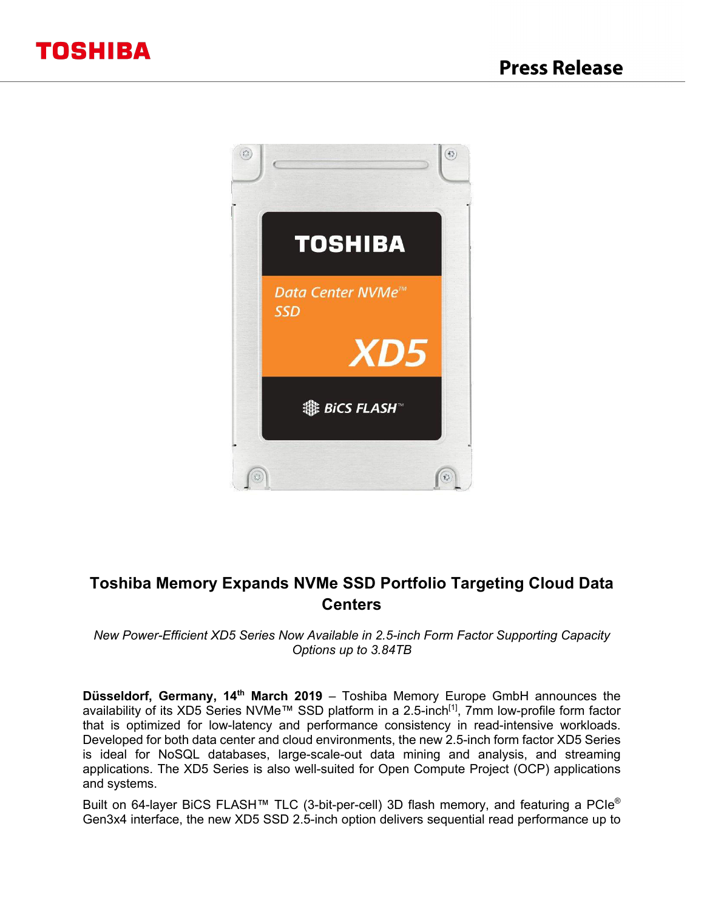# Toshiba Memory Expands NVMe SSD Portfolio Targeting Cloud Data Centers

*New Power-Efficient XD5 Series Now Available in 2.5-inch Form Factor Supporting Capacity Options up to 3.84TB*

**Düsseldorf, Germany, 14th March 2019** – Toshiba Memory Europe GmbH announces the availability of its XD5 Series NVMe™ SSD platform in a 2.5-inch[1], 7mm low-profile form factor that is optimized for low-latency and performance consistency in read-intensive workloads. Developed for both data center and cloud environments, the new 2.5-inch form factor XD5 Series is ideal for NoSQL databases, large-scale-out data mining and analysis, and streaming applications. The XD5 Series is also well-suited for Open Compute Project (OCP) applications and systems.

Built on 64-layer BiCS FLASH™ TLC (3-bit-per-cell) 3D flash memory, and featuring a PCIe® Gen3x4 interface, the new XD5 SSD 2.5-inch option delivers sequential read performance up to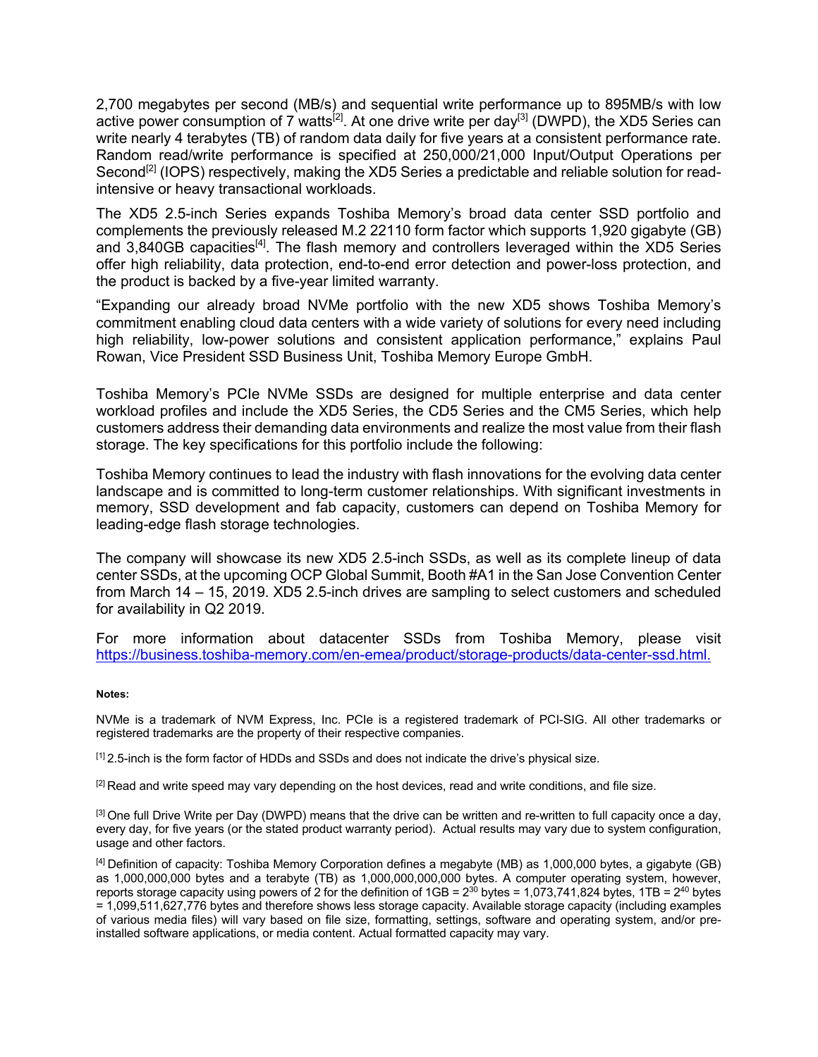2,700 megabytes per second (MB/s) and sequential write performance up to 895MB/s with low active power consumption of 7 watts[2]. At one drive write per day[3] (DWPD), the XD5 Series can write nearly 4 terabytes (TB) of random data daily for five years at a consistent performance rate. Random read/write performance is specified at 250,000/21,000 Input/Output Operations per Second[2] (IOPS) respectively, making the XD5 Series a predictable and reliable solution for read-intensive or heavy transactional workloads.

The XD5 2.5-inch Series expands Toshiba Memory's broad data center SSD portfolio and complements the previously released M.2 22110 form factor which supports 1,920 gigabyte (GB) and 3,840GB capacities[4]. The flash memory and controllers leveraged within the XD5 Series offer high reliability, data protection, end-to-end error detection and power-loss protection, and the product is backed by a five-year limited warranty.

"Expanding our already broad NVMe portfolio with the new XD5 shows Toshiba Memory's commitment enabling cloud data centers with a wide variety of solutions for every need including high reliability, low-power solutions and consistent application performance," explains Paul Rowan, Vice President SSD Business Unit, Toshiba Memory Europe GmbH.

Toshiba Memory's PCIe NVMe SSDs are designed for multiple enterprise and data center workload profiles and include the XD5 Series, the CD5 Series and the CM5 Series, which help customers address their demanding data environments and realize the most value from their flash storage. The key specifications for this portfolio include the following:

Toshiba Memory continues to lead the industry with flash innovations for the evolving data center landscape and is committed to long-term customer relationships. With significant investments in memory, SSD development and fab capacity, customers can depend on Toshiba Memory for leading-edge flash storage technologies.

The company will showcase its new XD5 2.5-inch SSDs, as well as its complete lineup of data center SSDs, at the upcoming OCP Global Summit, Booth #A1 in the San Jose Convention Center from March 14 – 15, 2019. XD5 2.5-inch drives are sampling to select customers and scheduled for availability in Q2 2019.

For more information about datacenter SSDs from Toshiba Memory, please visit https://business.toshiba-memory.com/en-emea/product/storage-products/data-center-ssd.html.

**Notes:**

NVMe is a trademark of NVM Express, Inc. PCIe is a registered trademark of PCI-SIG. All other trademarks or registered trademarks are the property of their respective companies.

[1] 2.5-inch is the form factor of HDDs and SSDs and does not indicate the drive's physical size.

[2] Read and write speed may vary depending on the host devices, read and write conditions, and file size.

[3] One full Drive Write per Day (DWPD) means that the drive can be written and re-written to full capacity once a day, every day, for five years (or the stated product warranty period). Actual results may vary due to system configuration, usage and other factors.

[4] Definition of capacity: Toshiba Memory Corporation defines a megabyte (MB) as 1,000,000 bytes, a gigabyte (GB) as 1,000,000,000 bytes and a terabyte (TB) as 1,000,000,000,000 bytes. A computer operating system, however, reports storage capacity using powers of 2 for the definition of 1GB = $2^{30}$ bytes = 1,073,741,824 bytes, 1TB = $2^{40}$ bytes = 1,099,511,627,776 bytes and therefore shows less storage capacity. Available storage capacity (including examples of various media files) will vary based on file size, formatting, settings, software and operating system, and/or pre-installed software applications, or media content. Actual formatted capacity may vary.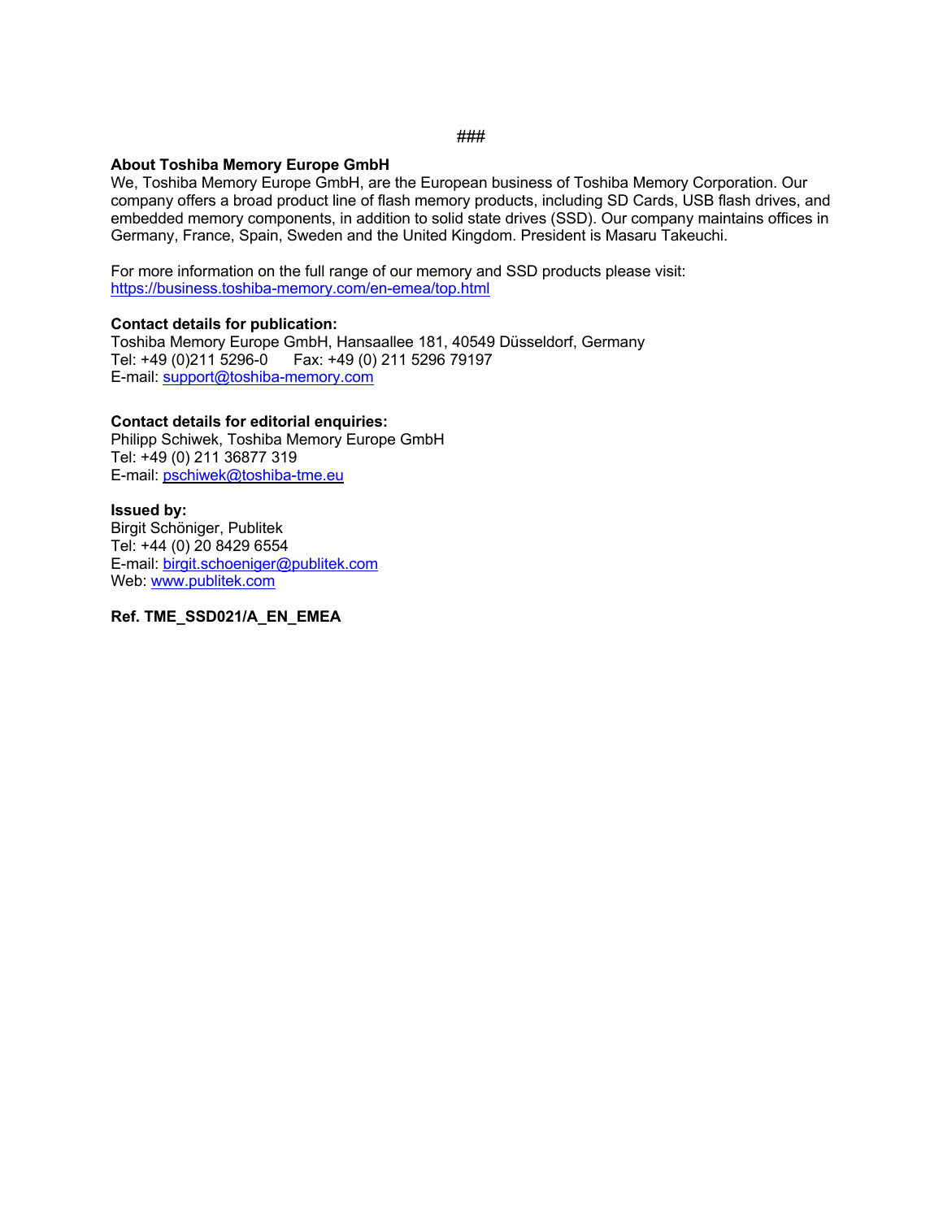###

**About Toshiba Memory Europe GmbH**
We, Toshiba Memory Europe GmbH, are the European business of Toshiba Memory Corporation. Our company offers a broad product line of flash memory products, including SD Cards, USB flash drives, and embedded memory components, in addition to solid state drives (SSD). Our company maintains offices in Germany, France, Spain, Sweden and the United Kingdom. President is Masaru Takeuchi.

For more information on the full range of our memory and SSD products please visit:
https://business.toshiba-memory.com/en-emea/top.html

**Contact details for publication:**
Toshiba Memory Europe GmbH, Hansaallee 181, 40549 Düsseldorf, Germany
Tel: +49 (0)211 5296-0 Fax: +49 (0) 211 5296 79197
E-mail: support@toshiba-memory.com

**Contact details for editorial enquiries:**
Philipp Schiwek, Toshiba Memory Europe GmbH
Tel: +49 (0) 211 36877 319
E-mail: pschiwek@toshiba-tme.eu

**Issued by:**
Birgit Schöniger, Publitek
Tel: +44 (0) 20 8429 6554
E-mail: birgit.schoeniger@publitek.com
Web: www.publitek.com

**Ref. TME_SSD021/A_EN_EMEA**